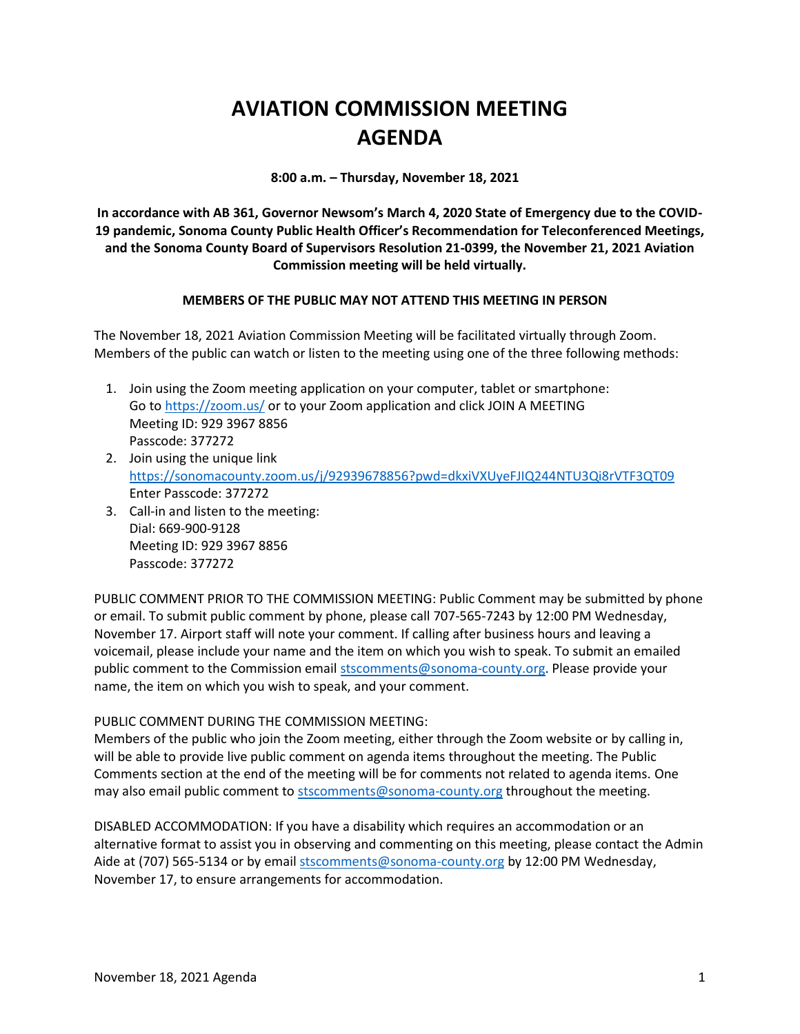# AVIATION COMMISSION MEETING AGENDA

**8:00 a.m. – Thursday, November 18, 2021**

**In accordance with AB 361, Governor Newsom's March 4, 2020 State of Emergency due to the COVID-19 pandemic, Sonoma County Public Health Officer's Recommendation for Teleconferenced Meetings, and the Sonoma County Board of Supervisors Resolution 21-0399, the November 21, 2021 Aviation Commission meeting will be held virtually.**

**MEMBERS OF THE PUBLIC MAY NOT ATTEND THIS MEETING IN PERSON**

The November 18, 2021 Aviation Commission Meeting will be facilitated virtually through Zoom. Members of the public can watch or listen to the meeting using one of the three following methods:

1. Join using the Zoom meeting application on your computer, tablet or smartphone:
   Go to https://zoom.us/ or to your Zoom application and click JOIN A MEETING
   Meeting ID: 929 3967 8856
   Passcode: 377272
2. Join using the unique link
   https://sonomacounty.zoom.us/j/92939678856?pwd=dkxiVXUyeFJIQ244NTU3Qi8rVTF3QT09
   Enter Passcode: 377272
3. Call-in and listen to the meeting:
   Dial: 669-900-9128
   Meeting ID: 929 3967 8856
   Passcode: 377272

PUBLIC COMMENT PRIOR TO THE COMMISSION MEETING: Public Comment may be submitted by phone or email. To submit public comment by phone, please call 707-565-7243 by 12:00 PM Wednesday, November 17. Airport staff will note your comment. If calling after business hours and leaving a voicemail, please include your name and the item on which you wish to speak. To submit an emailed public comment to the Commission email stscomments@sonoma-county.org. Please provide your name, the item on which you wish to speak, and your comment.

PUBLIC COMMENT DURING THE COMMISSION MEETING:
Members of the public who join the Zoom meeting, either through the Zoom website or by calling in, will be able to provide live public comment on agenda items throughout the meeting. The Public Comments section at the end of the meeting will be for comments not related to agenda items. One may also email public comment to stscomments@sonoma-county.org throughout the meeting.

DISABLED ACCOMMODATION: If you have a disability which requires an accommodation or an alternative format to assist you in observing and commenting on this meeting, please contact the Admin Aide at (707) 565-5134 or by email stscomments@sonoma-county.org by 12:00 PM Wednesday, November 17, to ensure arrangements for accommodation.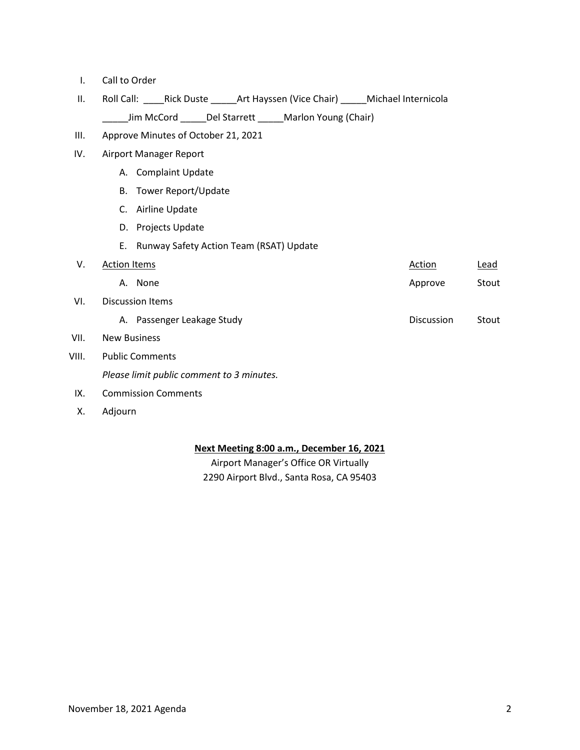I. Call to Order

II. Roll Call: ____Rick Duste _____Art Hayssen (Vice Chair) _____Michael Internicola _____Jim McCord _____Del Starrett _____Marlon Young (Chair)

III. Approve Minutes of October 21, 2021

IV. Airport Manager Report

   A. Complaint Update

   B. Tower Report/Update

   C. Airline Update

   D. Projects Update

   E. Runway Safety Action Team (RSAT) Update

| | | Action | Lead |
|---|---|---|---|
| V. | Action Items | | |
| | A. None | Approve | Stout |
| VI. | Discussion Items | | |
| | A. Passenger Leakage Study | Discussion | Stout |

VII. New Business

VIII. Public Comments

*Please limit public comment to 3 minutes.*

IX. Commission Comments

X. Adjourn

**Next Meeting 8:00 a.m., December 16, 2021**

Airport Manager's Office OR Virtually

2290 Airport Blvd., Santa Rosa, CA 95403